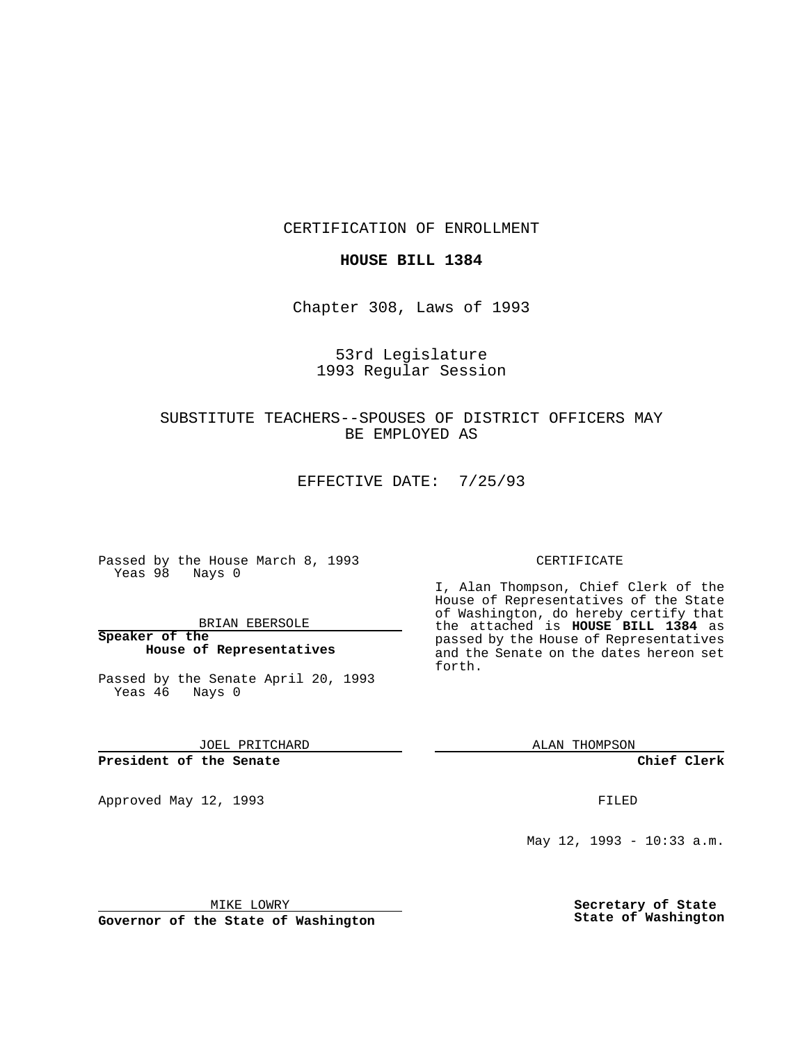CERTIFICATION OF ENROLLMENT

**HOUSE BILL 1384**

Chapter 308, Laws of 1993

53rd Legislature
1993 Regular Session

SUBSTITUTE TEACHERS--SPOUSES OF DISTRICT OFFICERS MAY BE EMPLOYED AS

EFFECTIVE DATE: 7/25/93

Passed by the House March 8, 1993
Yeas 98 Nays 0

BRIAN EBERSOLE

**Speaker of the House of Representatives**

Passed by the Senate April 20, 1993
Yeas 46 Nays 0

JOEL PRITCHARD

**President of the Senate**

Approved May 12, 1993

MIKE LOWRY

**Governor of the State of Washington**

CERTIFICATE

I, Alan Thompson, Chief Clerk of the House of Representatives of the State of Washington, do hereby certify that the attached is **HOUSE BILL 1384** as passed by the House of Representatives and the Senate on the dates hereon set forth.

ALAN THOMPSON

**Chief Clerk**

FILED

May 12, 1993 - 10:33 a.m.

**Secretary of State**
**State of Washington**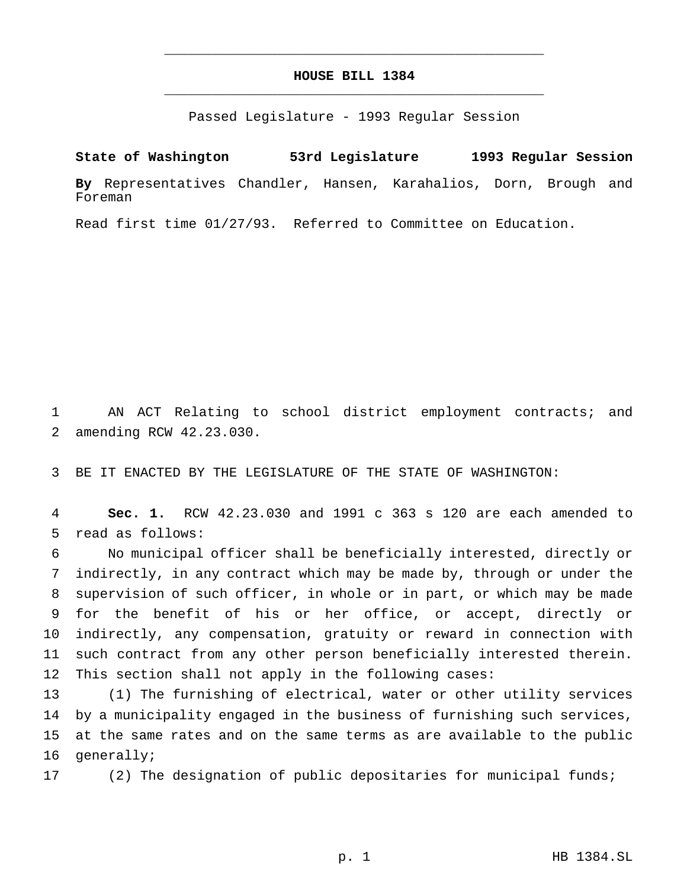# HOUSE BILL 1384

Passed Legislature - 1993 Regular Session

**State of Washington 53rd Legislature 1993 Regular Session**

**By** Representatives Chandler, Hansen, Karahalios, Dorn, Brough and Foreman

Read first time 01/27/93. Referred to Committee on Education.

AN ACT Relating to school district employment contracts; and amending RCW 42.23.030.

BE IT ENACTED BY THE LEGISLATURE OF THE STATE OF WASHINGTON:

**Sec. 1.** RCW 42.23.030 and 1991 c 363 s 120 are each amended to read as follows:

No municipal officer shall be beneficially interested, directly or indirectly, in any contract which may be made by, through or under the supervision of such officer, in whole or in part, or which may be made for the benefit of his or her office, or accept, directly or indirectly, any compensation, gratuity or reward in connection with such contract from any other person beneficially interested therein. This section shall not apply in the following cases:

(1) The furnishing of electrical, water or other utility services by a municipality engaged in the business of furnishing such services, at the same rates and on the same terms as are available to the public generally;

(2) The designation of public depositaries for municipal funds;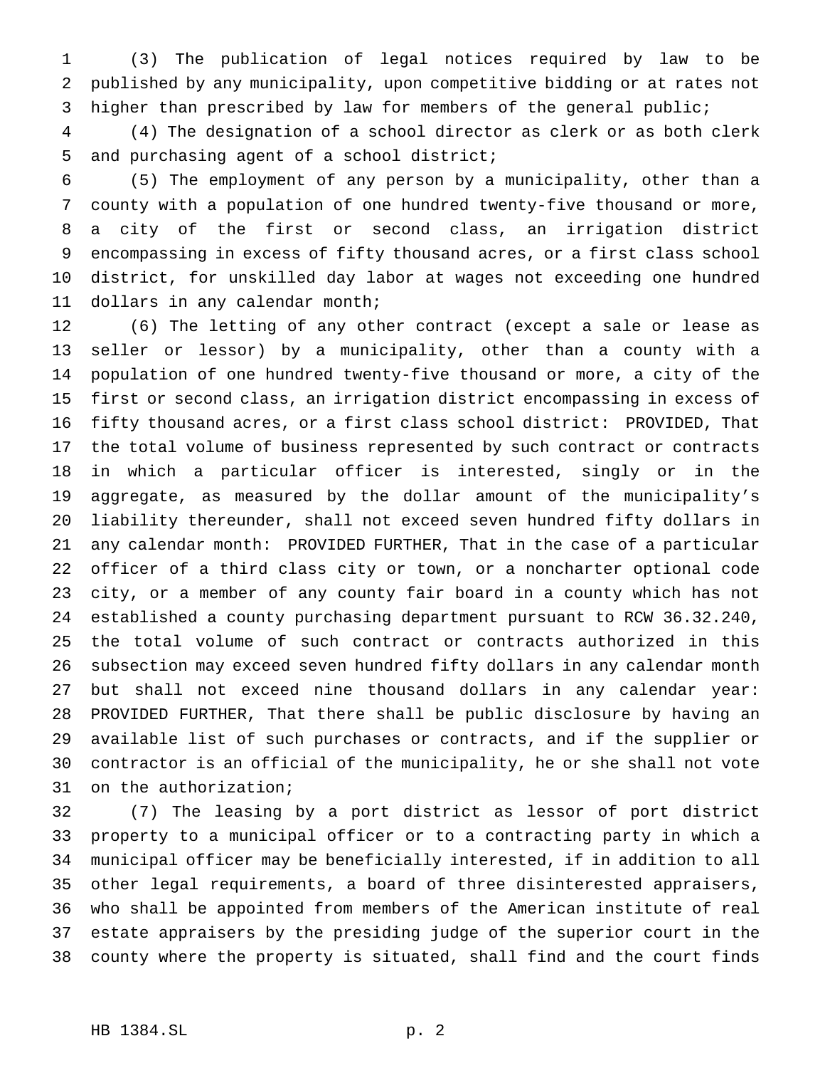(3) The publication of legal notices required by law to be published by any municipality, upon competitive bidding or at rates not higher than prescribed by law for members of the general public;

(4) The designation of a school director as clerk or as both clerk and purchasing agent of a school district;

(5) The employment of any person by a municipality, other than a county with a population of one hundred twenty-five thousand or more, a city of the first or second class, an irrigation district encompassing in excess of fifty thousand acres, or a first class school district, for unskilled day labor at wages not exceeding one hundred dollars in any calendar month;

(6) The letting of any other contract (except a sale or lease as seller or lessor) by a municipality, other than a county with a population of one hundred twenty-five thousand or more, a city of the first or second class, an irrigation district encompassing in excess of fifty thousand acres, or a first class school district: PROVIDED, That the total volume of business represented by such contract or contracts in which a particular officer is interested, singly or in the aggregate, as measured by the dollar amount of the municipality's liability thereunder, shall not exceed seven hundred fifty dollars in any calendar month: PROVIDED FURTHER, That in the case of a particular officer of a third class city or town, or a noncharter optional code city, or a member of any county fair board in a county which has not established a county purchasing department pursuant to RCW 36.32.240, the total volume of such contract or contracts authorized in this subsection may exceed seven hundred fifty dollars in any calendar month but shall not exceed nine thousand dollars in any calendar year: PROVIDED FURTHER, That there shall be public disclosure by having an available list of such purchases or contracts, and if the supplier or contractor is an official of the municipality, he or she shall not vote on the authorization;

(7) The leasing by a port district as lessor of port district property to a municipal officer or to a contracting party in which a municipal officer may be beneficially interested, if in addition to all other legal requirements, a board of three disinterested appraisers, who shall be appointed from members of the American institute of real estate appraisers by the presiding judge of the superior court in the county where the property is situated, shall find and the court finds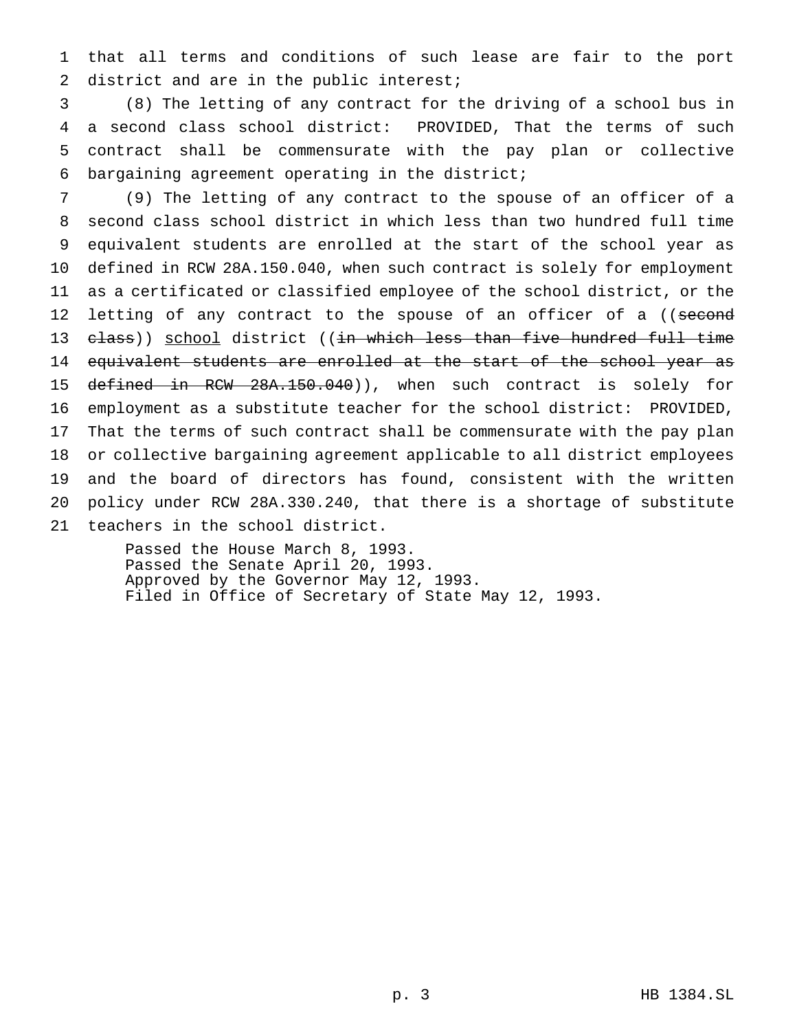that all terms and conditions of such lease are fair to the port district and are in the public interest;

(8) The letting of any contract for the driving of a school bus in a second class school district: PROVIDED, That the terms of such contract shall be commensurate with the pay plan or collective bargaining agreement operating in the district;

(9) The letting of any contract to the spouse of an officer of a second class school district in which less than two hundred full time equivalent students are enrolled at the start of the school year as defined in RCW 28A.150.040, when such contract is solely for employment as a certificated or classified employee of the school district, or the letting of any contract to the spouse of an officer of a ((~~second class~~)) <u>school</u> district ((~~in which less than five hundred full time equivalent students are enrolled at the start of the school year as defined in RCW 28A.150.040~~)), when such contract is solely for employment as a substitute teacher for the school district: PROVIDED, That the terms of such contract shall be commensurate with the pay plan or collective bargaining agreement applicable to all district employees and the board of directors has found, consistent with the written policy under RCW 28A.330.240, that there is a shortage of substitute teachers in the school district.

Passed the House March 8, 1993.
Passed the Senate April 20, 1993.
Approved by the Governor May 12, 1993.
Filed in Office of Secretary of State May 12, 1993.